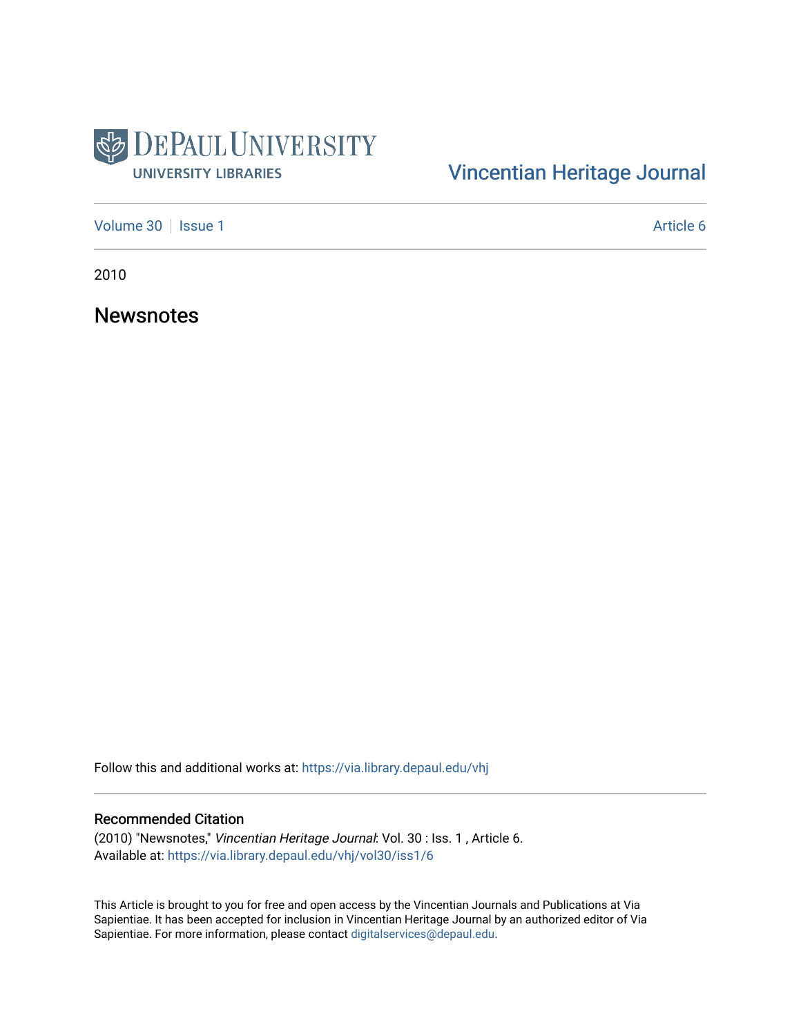DePaul University
University Libraries

Vincentian Heritage Journal

Volume 30 | Issue 1 | Article 6

2010

# Newsnotes

Follow this and additional works at: https://via.library.depaul.edu/vhj

## Recommended Citation

(2010) "Newsnotes," *Vincentian Heritage Journal*: Vol. 30 : Iss. 1 , Article 6.
Available at: https://via.library.depaul.edu/vhj/vol30/iss1/6

This Article is brought to you for free and open access by the Vincentian Journals and Publications at Via Sapientiae. It has been accepted for inclusion in Vincentian Heritage Journal by an authorized editor of Via Sapientiae. For more information, please contact digitalservices@depaul.edu.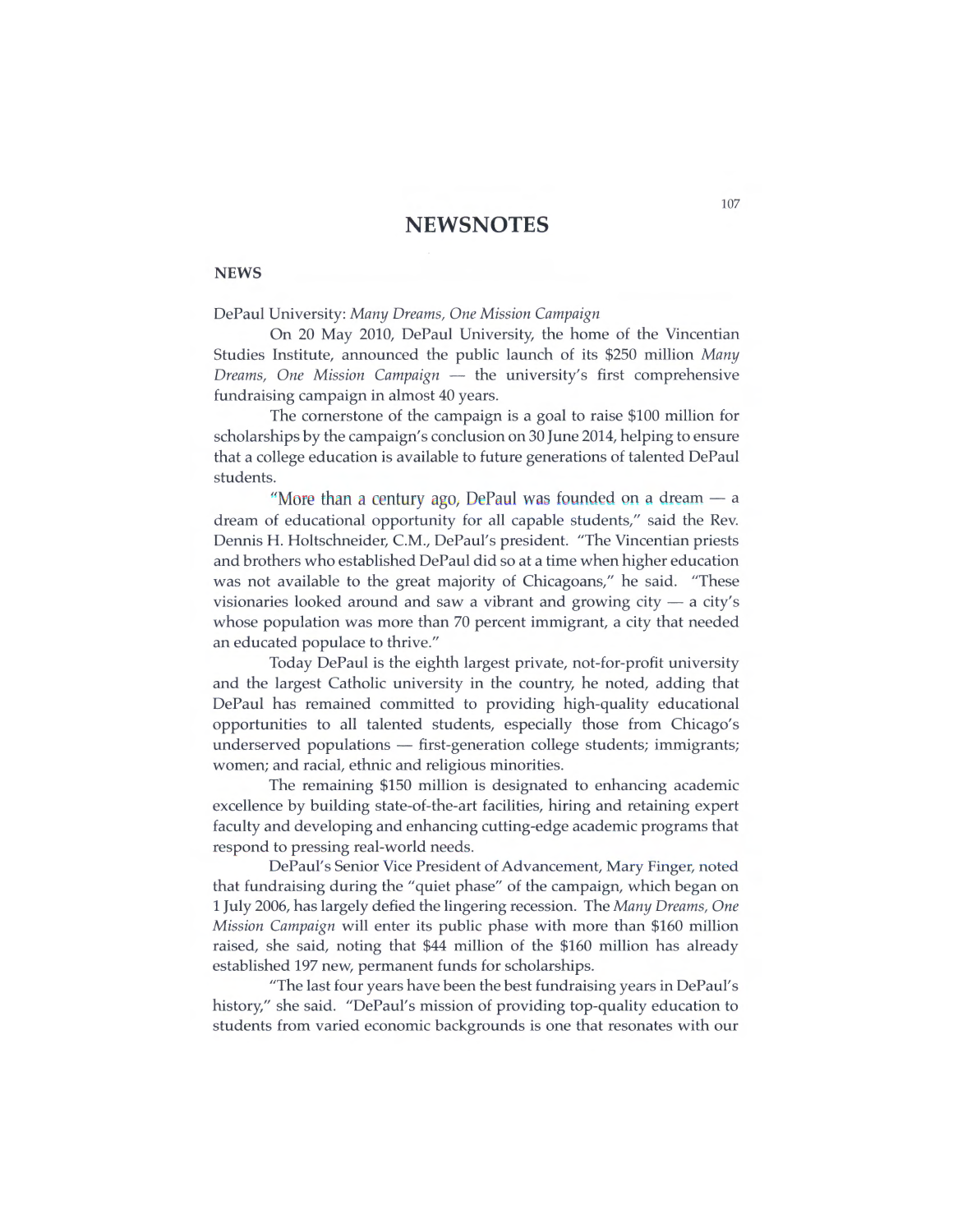# NEWSNOTES

## NEWS

DePaul University: *Many Dreams, One Mission Campaign*

On 20 May 2010, DePaul University, the home of the Vincentian Studies Institute, announced the public launch of its $250 million *Many Dreams, One Mission Campaign* — the university's first comprehensive fundraising campaign in almost 40 years.

The cornerstone of the campaign is a goal to raise $100 million for scholarships by the campaign's conclusion on 30 June 2014, helping to ensure that a college education is available to future generations of talented DePaul students.

"More than a century ago, DePaul was founded on a dream — a dream of educational opportunity for all capable students," said the Rev. Dennis H. Holtschneider, C.M., DePaul's president. "The Vincentian priests and brothers who established DePaul did so at a time when higher education was not available to the great majority of Chicagoans," he said. "These visionaries looked around and saw a vibrant and growing city — a city's whose population was more than 70 percent immigrant, a city that needed an educated populace to thrive."

Today DePaul is the eighth largest private, not-for-profit university and the largest Catholic university in the country, he noted, adding that DePaul has remained committed to providing high-quality educational opportunities to all talented students, especially those from Chicago's underserved populations — first-generation college students; immigrants; women; and racial, ethnic and religious minorities.

The remaining $150 million is designated to enhancing academic excellence by building state-of-the-art facilities, hiring and retaining expert faculty and developing and enhancing cutting-edge academic programs that respond to pressing real-world needs.

DePaul's Senior Vice President of Advancement, Mary Finger, noted that fundraising during the "quiet phase" of the campaign, which began on 1 July 2006, has largely defied the lingering recession. The *Many Dreams, One Mission Campaign* will enter its public phase with more than $160 million raised, she said, noting that $44 million of the $160 million has already established 197 new, permanent funds for scholarships.

"The last four years have been the best fundraising years in DePaul's history," she said. "DePaul's mission of providing top-quality education to students from varied economic backgrounds is one that resonates with our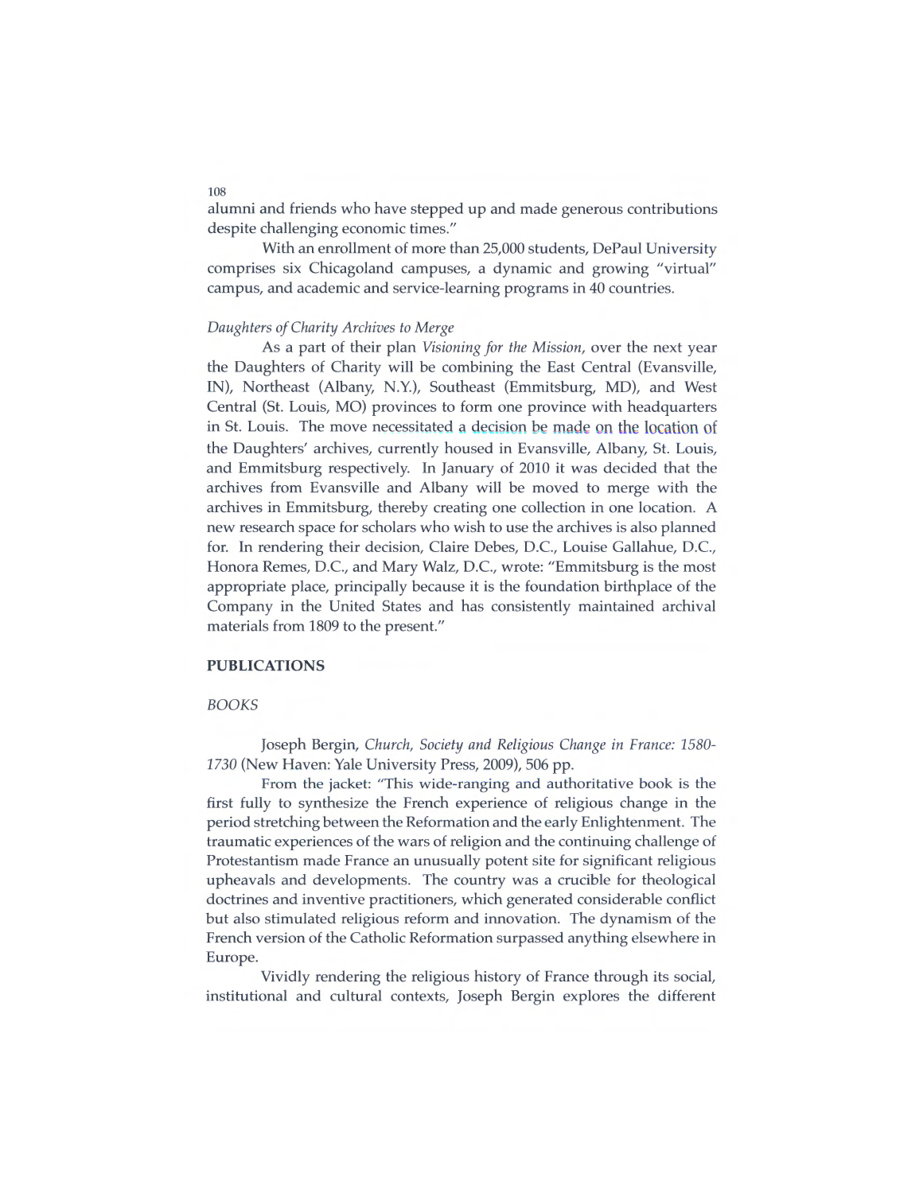alumni and friends who have stepped up and made generous contributions despite challenging economic times."

With an enrollment of more than 25,000 students, DePaul University comprises six Chicagoland campuses, a dynamic and growing "virtual" campus, and academic and service-learning programs in 40 countries.

*Daughters of Charity Archives to Merge*

As a part of their plan *Visioning for the Mission*, over the next year the Daughters of Charity will be combining the East Central (Evansville, IN), Northeast (Albany, N.Y.), Southeast (Emmitsburg, MD), and West Central (St. Louis, MO) provinces to form one province with headquarters in St. Louis. The move necessitated a decision be made on the location of the Daughters' archives, currently housed in Evansville, Albany, St. Louis, and Emmitsburg respectively. In January of 2010 it was decided that the archives from Evansville and Albany will be moved to merge with the archives in Emmitsburg, thereby creating one collection in one location. A new research space for scholars who wish to use the archives is also planned for. In rendering their decision, Claire Debes, D.C., Louise Gallahue, D.C., Honora Remes, D.C., and Mary Walz, D.C., wrote: "Emmitsburg is the most appropriate place, principally because it is the foundation birthplace of the Company in the United States and has consistently maintained archival materials from 1809 to the present."

## PUBLICATIONS

### *BOOKS*

Joseph Bergin, *Church, Society and Religious Change in France: 1580-1730* (New Haven: Yale University Press, 2009), 506 pp.

From the jacket: "This wide-ranging and authoritative book is the first fully to synthesize the French experience of religious change in the period stretching between the Reformation and the early Enlightenment. The traumatic experiences of the wars of religion and the continuing challenge of Protestantism made France an unusually potent site for significant religious upheavals and developments. The country was a crucible for theological doctrines and inventive practitioners, which generated considerable conflict but also stimulated religious reform and innovation. The dynamism of the French version of the Catholic Reformation surpassed anything elsewhere in Europe.

Vividly rendering the religious history of France through its social, institutional and cultural contexts, Joseph Bergin explores the different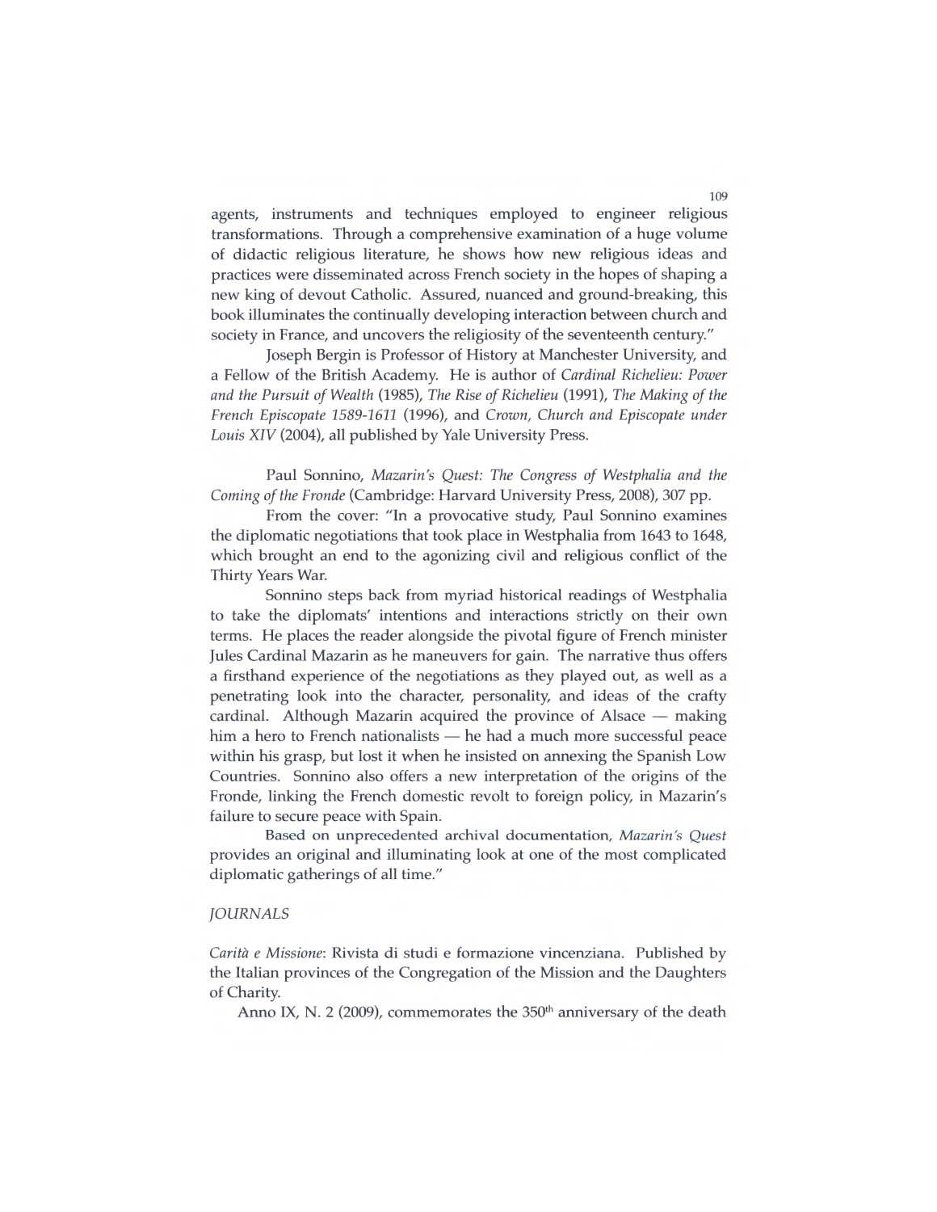agents, instruments and techniques employed to engineer religious transformations. Through a comprehensive examination of a huge volume of didactic religious literature, he shows how new religious ideas and practices were disseminated across French society in the hopes of shaping a new king of devout Catholic. Assured, nuanced and ground-breaking, this book illuminates the continually developing interaction between church and society in France, and uncovers the religiosity of the seventeenth century."

Joseph Bergin is Professor of History at Manchester University, and a Fellow of the British Academy. He is author of *Cardinal Richelieu: Power and the Pursuit of Wealth* (1985), *The Rise of Richelieu* (1991), *The Making of the French Episcopate 1589-1611* (1996), and *Crown, Church and Episcopate under Louis XIV* (2004), all published by Yale University Press.

Paul Sonnino, *Mazarin's Quest: The Congress of Westphalia and the Coming of the Fronde* (Cambridge: Harvard University Press, 2008), 307 pp.

From the cover: "In a provocative study, Paul Sonnino examines the diplomatic negotiations that took place in Westphalia from 1643 to 1648, which brought an end to the agonizing civil and religious conflict of the Thirty Years War.

Sonnino steps back from myriad historical readings of Westphalia to take the diplomats' intentions and interactions strictly on their own terms. He places the reader alongside the pivotal figure of French minister Jules Cardinal Mazarin as he maneuvers for gain. The narrative thus offers a firsthand experience of the negotiations as they played out, as well as a penetrating look into the character, personality, and ideas of the crafty cardinal. Although Mazarin acquired the province of Alsace — making him a hero to French nationalists — he had a much more successful peace within his grasp, but lost it when he insisted on annexing the Spanish Low Countries. Sonnino also offers a new interpretation of the origins of the Fronde, linking the French domestic revolt to foreign policy, in Mazarin's failure to secure peace with Spain.

Based on unprecedented archival documentation, *Mazarin's Quest* provides an original and illuminating look at one of the most complicated diplomatic gatherings of all time."

*JOURNALS*

*Carità e Missione*: Rivista di studi e formazione vincenziana. Published by the Italian provinces of the Congregation of the Mission and the Daughters of Charity.

Anno IX, N. 2 (2009), commemorates the 350th anniversary of the death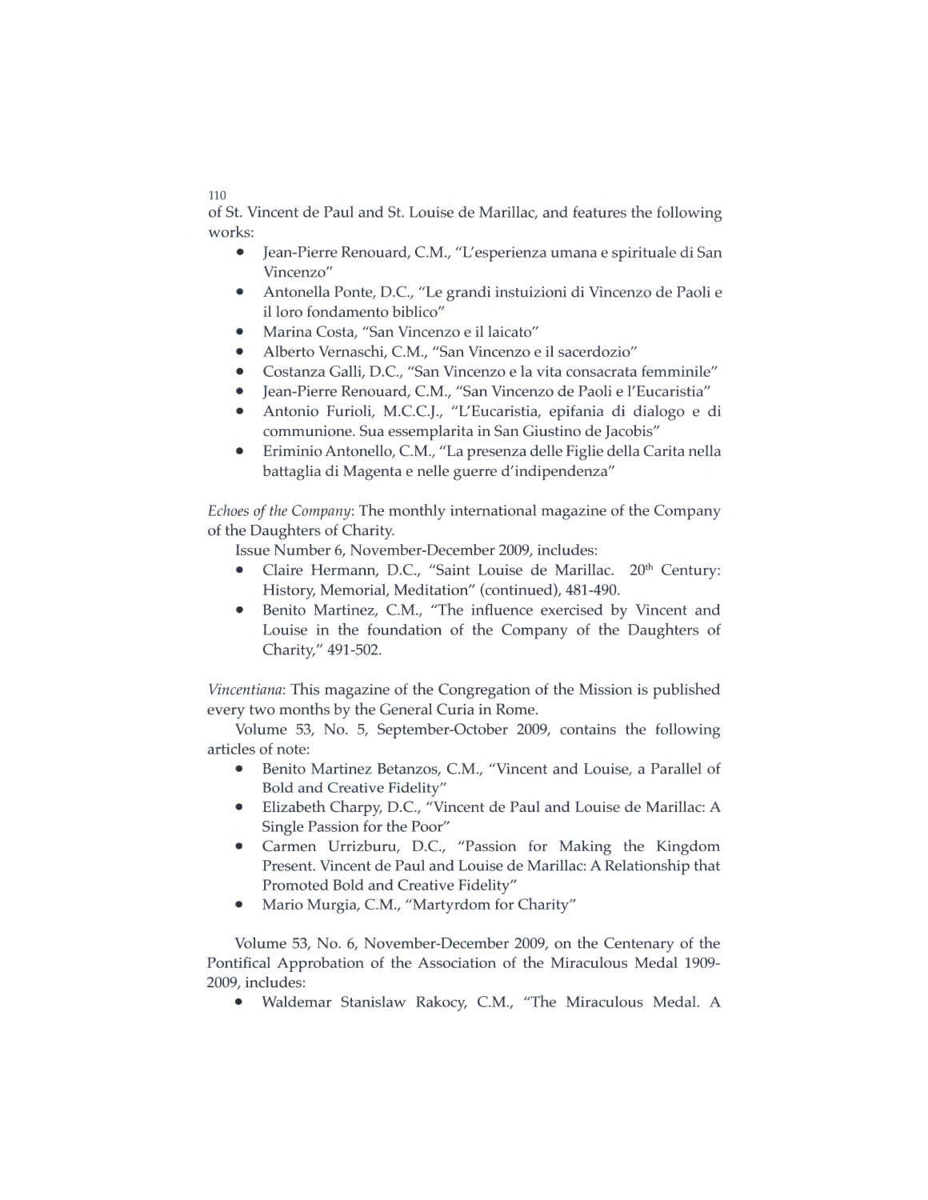of St. Vincent de Paul and St. Louise de Marillac, and features the following works:

- Jean-Pierre Renouard, C.M., "L'esperienza umana e spirituale di San Vincenzo"
- Antonella Ponte, D.C., "Le grandi instuizioni di Vincenzo de Paoli e il loro fondamento biblico"
- Marina Costa, "San Vincenzo e il laicato"
- Alberto Vernaschi, C.M., "San Vincenzo e il sacerdozio"
- Costanza Galli, D.C., "San Vincenzo e la vita consacrata femminile"
- Jean-Pierre Renouard, C.M., "San Vincenzo de Paoli e l'Eucaristia"
- Antonio Furioli, M.C.C.J., "L'Eucaristia, epifania di dialogo e di communione. Sua essemplarita in San Giustino de Jacobis"
- Eriminio Antonello, C.M., "La presenza delle Figlie della Carita nella battaglia di Magenta e nelle guerre d'indipendenza"

*Echoes of the Company*: The monthly international magazine of the Company of the Daughters of Charity.

Issue Number 6, November-December 2009, includes:

- Claire Hermann, D.C., "Saint Louise de Marillac. 20th Century: History, Memorial, Meditation" (continued), 481-490.
- Benito Martinez, C.M., "The influence exercised by Vincent and Louise in the foundation of the Company of the Daughters of Charity," 491-502.

*Vincentiana*: This magazine of the Congregation of the Mission is published every two months by the General Curia in Rome.

Volume 53, No. 5, September-October 2009, contains the following articles of note:

- Benito Martinez Betanzos, C.M., "Vincent and Louise, a Parallel of Bold and Creative Fidelity"
- Elizabeth Charpy, D.C., "Vincent de Paul and Louise de Marillac: A Single Passion for the Poor"
- Carmen Urrizburu, D.C., "Passion for Making the Kingdom Present. Vincent de Paul and Louise de Marillac: A Relationship that Promoted Bold and Creative Fidelity"
- Mario Murgia, C.M., "Martyrdom for Charity"

Volume 53, No. 6, November-December 2009, on the Centenary of the Pontifical Approbation of the Association of the Miraculous Medal 1909-2009, includes:

- Waldemar Stanislaw Rakocy, C.M., "The Miraculous Medal. A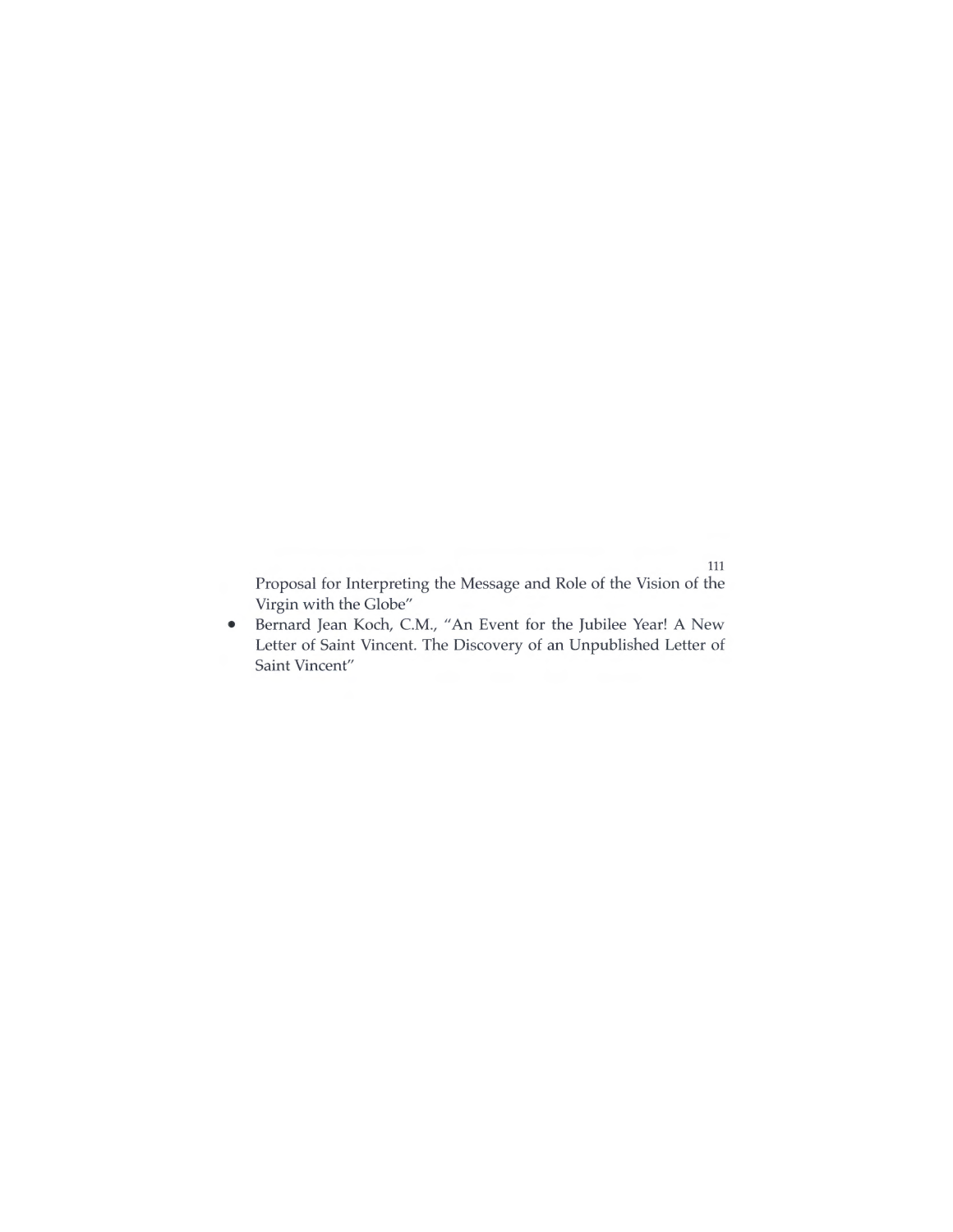Proposal for Interpreting the Message and Role of the Vision of the Virgin with the Globe"

- Bernard Jean Koch, C.M., "An Event for the Jubilee Year! A New Letter of Saint Vincent. The Discovery of an Unpublished Letter of Saint Vincent"